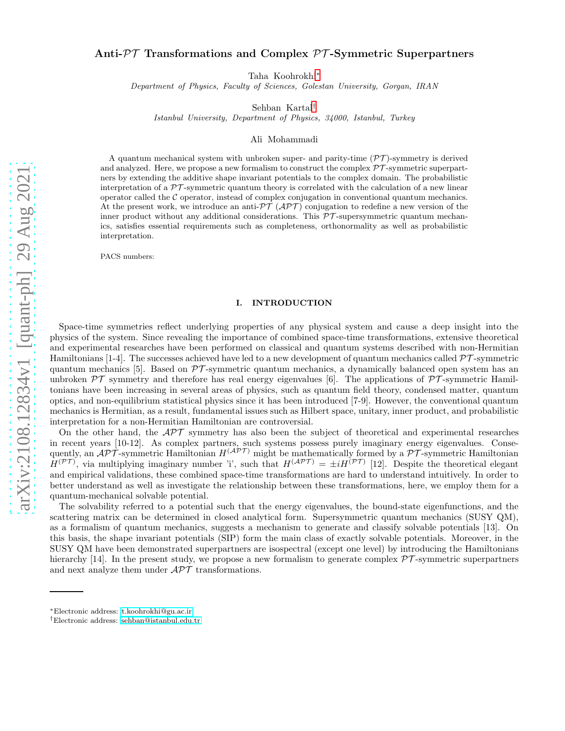# Anti-$\mathcal{PT}$ Transformations and Complex $\mathcal{PT}$-Symmetric Superpartners

Taha Koohrokhi*
*Department of Physics, Faculty of Sciences, Golestan University, Gorgan, IRAN*

Sehban Kartal†
*Istanbul University, Department of Physics, 34000, Istanbul, Turkey*

Ali Mohammadi

A quantum mechanical system with unbroken super- and parity-time ($\mathcal{PT}$)-symmetry is derived and analyzed. Here, we propose a new formalism to construct the complex $\mathcal{PT}$-symmetric superpartners by extending the additive shape invariant potentials to the complex domain. The probabilistic interpretation of a $\mathcal{PT}$-symmetric quantum theory is correlated with the calculation of a new linear operator called the $\mathcal{C}$ operator, instead of complex conjugation in conventional quantum mechanics. At the present work, we introduce an anti-$\mathcal{PT}$ ($\mathcal{APT}$) conjugation to redefine a new version of the inner product without any additional considerations. This $\mathcal{PT}$-supersymmetric quantum mechanics, satisfies essential requirements such as completeness, orthonormality as well as probabilistic interpretation.

PACS numbers:

## I. INTRODUCTION

Space-time symmetries reflect underlying properties of any physical system and cause a deep insight into the physics of the system. Since revealing the importance of combined space-time transformations, extensive theoretical and experimental researches have been performed on classical and quantum systems described with non-Hermitian Hamiltonians [1-4]. The successes achieved have led to a new development of quantum mechanics called $\mathcal{PT}$-symmetric quantum mechanics [5]. Based on $\mathcal{PT}$-symmetric quantum mechanics, a dynamically balanced open system has an unbroken $\mathcal{PT}$ symmetry and therefore has real energy eigenvalues [6]. The applications of $\mathcal{PT}$-symmetric Hamiltonians have been increasing in several areas of physics, such as quantum field theory, condensed matter, quantum optics, and non-equilibrium statistical physics since it has been introduced [7-9]. However, the conventional quantum mechanics is Hermitian, as a result, fundamental issues such as Hilbert space, unitary, inner product, and probabilistic interpretation for a non-Hermitian Hamiltonian are controversial.

On the other hand, the $\mathcal{APT}$ symmetry has also been the subject of theoretical and experimental researches in recent years [10-12]. As complex partners, such systems possess purely imaginary energy eigenvalues. Consequently, an $\mathcal{APT}$-symmetric Hamiltonian $H^{(\mathcal{APT})}$ might be mathematically formed by a $\mathcal{PT}$-symmetric Hamiltonian $H^{(\mathcal{PT})}$, via multiplying imaginary number 'i', such that $H^{(\mathcal{APT})} = \pm iH^{(\mathcal{PT})}$ [12]. Despite the theoretical elegant and empirical validations, these combined space-time transformations are hard to understand intuitively. In order to better understand as well as investigate the relationship between these transformations, here, we employ them for a quantum-mechanical solvable potential.

The solvability referred to a potential such that the energy eigenvalues, the bound-state eigenfunctions, and the scattering matrix can be determined in closed analytical form. Supersymmetric quantum mechanics (SUSY QM), as a formalism of quantum mechanics, suggests a mechanism to generate and classify solvable potentials [13]. On this basis, the shape invariant potentials (SIP) form the main class of exactly solvable potentials. Moreover, in the SUSY QM have been demonstrated superpartners are isospectral (except one level) by introducing the Hamiltonians hierarchy [14]. In the present study, we propose a new formalism to generate complex $\mathcal{PT}$-symmetric superpartners and next analyze them under $\mathcal{APT}$ transformations.

---

*Electronic address: t.koohrokhi@gu.ac.ir

†Electronic address: sehban@istanbul.edu.tr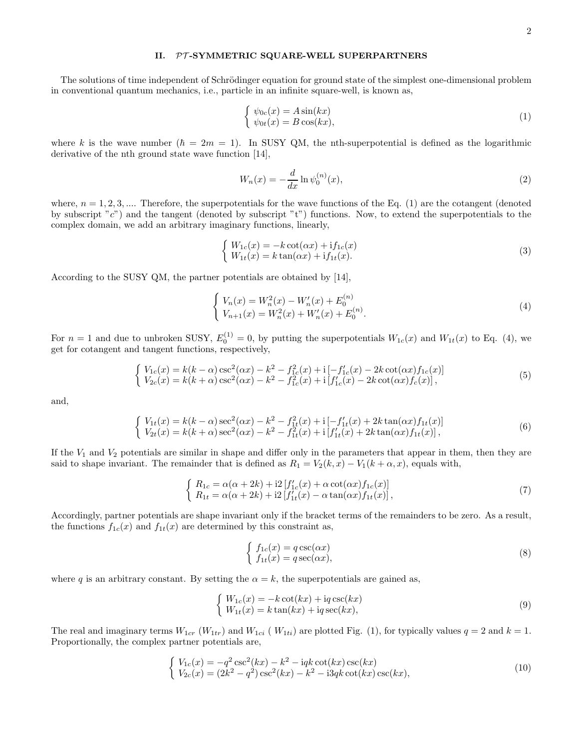## II. $\mathcal{PT}$-SYMMETRIC SQUARE-WELL SUPERPARTNERS

The solutions of time independent of Schrödinger equation for ground state of the simplest one-dimensional problem in conventional quantum mechanics, i.e., particle in an infinite square-well, is known as,

$$
\begin{cases} \psi_{0c}(x) = A\sin(kx) \\ \psi_{0t}(x) = B\cos(kx), \end{cases} \tag{1}
$$

where $k$ is the wave number ($\hbar = 2m = 1$). In SUSY QM, the nth-superpotential is defined as the logarithmic derivative of the nth ground state wave function [14],

$$
W_n(x) = -\frac{d}{dx}\ln\psi_0^{(n)}(x), \tag{2}
$$

where, $n = 1, 2, 3, ....$ Therefore, the superpotentials for the wave functions of the Eq. (1) are the cotangent (denoted by subscript "$c$") and the tangent (denoted by subscript "t") functions. Now, to extend the superpotentials to the complex domain, we add an arbitrary imaginary functions, linearly,

$$
\begin{cases} W_{1c}(x) = -k\cot(\alpha x) + \mathrm{i}f_{1c}(x) \\ W_{1t}(x) = k\tan(\alpha x) + \mathrm{i}f_{1t}(x). \end{cases} \tag{3}
$$

According to the SUSY QM, the partner potentials are obtained by [14],

$$
\begin{cases} V_n(x) = W_n^2(x) - W_n'(x) + E_0^{(n)} \\ V_{n+1}(x) = W_n^2(x) + W_n'(x) + E_0^{(n)}. \end{cases} \tag{4}
$$

For $n = 1$ and due to unbroken SUSY, $E_0^{(1)} = 0$, by putting the superpotentials $W_{1c}(x)$ and $W_{1t}(x)$ to Eq. (4), we get for cotangent and tangent functions, respectively,

$$
\begin{cases} V_{1c}(x) = k(k-\alpha)\csc^2(\alpha x) - k^2 - f_{1c}^2(x) + \mathrm{i}\left[-f_{1c}'(x) - 2k\cot(\alpha x)f_{1c}(x)\right] \\ V_{2c}(x) = k(k+\alpha)\csc^2(\alpha x) - k^2 - f_{1c}^2(x) + \mathrm{i}\left[f_{1c}'(x) - 2k\cot(\alpha x)f_c(x)\right], \end{cases} \tag{5}
$$

and,

$$
\begin{cases} V_{1t}(x) = k(k-\alpha)\sec^2(\alpha x) - k^2 - f_{1t}^2(x) + \mathrm{i}\left[-f_{1t}'(x) + 2k\tan(\alpha x)f_{1t}(x)\right] \\ V_{2t}(x) = k(k+\alpha)\sec^2(\alpha x) - k^2 - f_{1t}^2(x) + \mathrm{i}\left[f_{1t}'(x) + 2k\tan(\alpha x)f_{1t}(x)\right], \end{cases} \tag{6}
$$

If the $V_1$ and $V_2$ potentials are similar in shape and differ only in the parameters that appear in them, then they are said to shape invariant. The remainder that is defined as $R_1 = V_2(k, x) - V_1(k + \alpha, x)$, equals with,

$$
\begin{cases} R_{1c} = \alpha(\alpha + 2k) + \mathrm{i}2\left[f_{1c}'(x) + \alpha\cot(\alpha x)f_{1c}(x)\right] \\ R_{1t} = \alpha(\alpha + 2k) + \mathrm{i}2\left[f_{1t}'(x) - \alpha\tan(\alpha x)f_{1t}(x)\right], \end{cases} \tag{7}
$$

Accordingly, partner potentials are shape invariant only if the bracket terms of the remainders to be zero. As a result, the functions $f_{1c}(x)$ and $f_{1t}(x)$ are determined by this constraint as,

$$
\begin{cases} f_{1c}(x) = q\csc(\alpha x) \\ f_{1t}(x) = q\sec(\alpha x), \end{cases} \tag{8}
$$

where $q$ is an arbitrary constant. By setting the $\alpha = k$, the superpotentials are gained as,

$$
\begin{cases} W_{1c}(x) = -k\cot(kx) + \mathrm{i}q\csc(kx) \\ W_{1t}(x) = k\tan(kx) + \mathrm{i}q\sec(kx), \end{cases} \tag{9}
$$

The real and imaginary terms $W_{1cr}$ ($W_{1tr}$) and $W_{1ci}$ ( $W_{1ti}$) are plotted Fig. (1), for typically values $q = 2$ and $k = 1$. Proportionally, the complex partner potentials are,

$$
\begin{cases} V_{1c}(x) = -q^2\csc^2(kx) - k^2 - \mathrm{i}qk\cot(kx)\csc(kx) \\ V_{2c}(x) = (2k^2 - q^2)\csc^2(kx) - k^2 - \mathrm{i}3qk\cot(kx)\csc(kx), \end{cases} \tag{10}
$$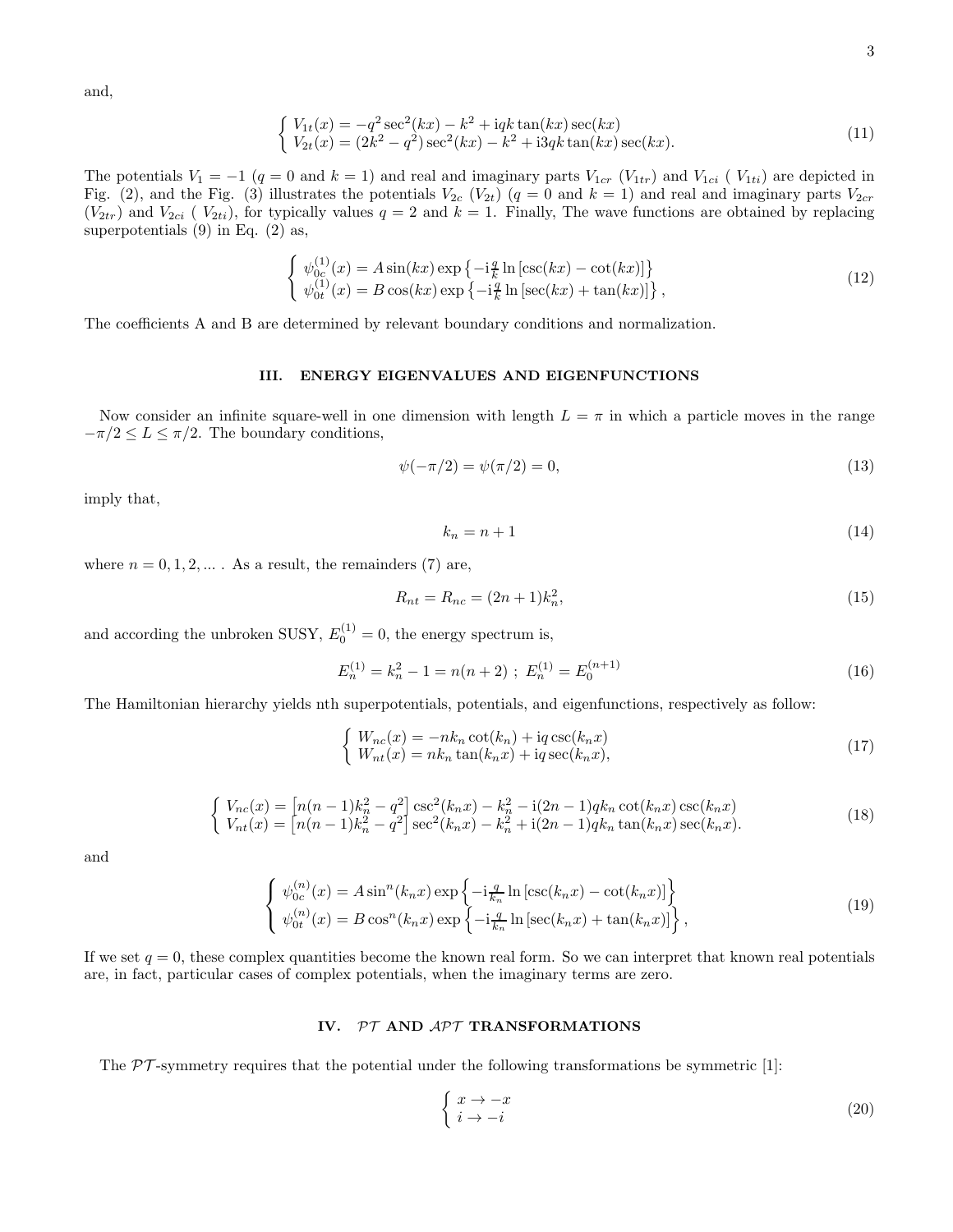and,

$$
\left\{ \begin{array}{l} V_{1t}(x) = -q^2 \sec^2(kx) - k^2 + \mathrm{i}qk \tan(kx) \sec(kx) \\ V_{2t}(x) = (2k^2 - q^2) \sec^2(kx) - k^2 + \mathrm{i}3qk \tan(kx) \sec(kx). \end{array} \right. \tag{11}
$$

The potentials $V_1 = -1$ ($q = 0$ and $k = 1$) and real and imaginary parts $V_{1cr}$ ($V_{1tr}$) and $V_{1ci}$ ( $V_{1ti}$) are depicted in Fig. (2), and the Fig. (3) illustrates the potentials $V_{2c}$ ($V_{2t}$) ($q = 0$ and $k = 1$) and real and imaginary parts $V_{2cr}$ ($V_{2tr}$) and $V_{2ci}$ ( $V_{2ti}$), for typically values $q = 2$ and $k = 1$. Finally, The wave functions are obtained by replacing superpotentials (9) in Eq. (2) as,

$$
\left\{ \begin{array}{l} \psi_{0c}^{(1)}(x) = A \sin(kx) \exp\left\{-\mathrm{i}\frac{q}{k} \ln\left[\csc(kx) - \cot(kx)\right]\right\} \\ \psi_{0t}^{(1)}(x) = B \cos(kx) \exp\left\{-\mathrm{i}\frac{q}{k} \ln\left[\sec(kx) + \tan(kx)\right]\right\}, \end{array} \right. \tag{12}
$$

The coefficients A and B are determined by relevant boundary conditions and normalization.

## III. ENERGY EIGENVALUES AND EIGENFUNCTIONS

Now consider an infinite square-well in one dimension with length $L = \pi$ in which a particle moves in the range $-\pi/2 \leq L \leq \pi/2$. The boundary conditions,

$$
\psi(-\pi/2) = \psi(\pi/2) = 0, \tag{13}
$$

imply that,

$$
k_n = n + 1 \tag{14}
$$

where $n = 0, 1, 2, ...$ . As a result, the remainders (7) are,

$$
R_{nt} = R_{nc} = (2n + 1)k_n^2, \tag{15}
$$

and according the unbroken SUSY, $E_0^{(1)} = 0$, the energy spectrum is,

$$
E_n^{(1)} = k_n^2 - 1 = n(n + 2) \ ; \ E_n^{(1)} = E_0^{(n+1)} \tag{16}
$$

The Hamiltonian hierarchy yields nth superpotentials, potentials, and eigenfunctions, respectively as follow:

$$
\left\{ \begin{array}{l} W_{nc}(x) = -nk_n \cot(k_n) + \mathrm{i}q \csc(k_n x) \\ W_{nt}(x) = nk_n \tan(k_n x) + \mathrm{i}q \sec(k_n x), \end{array} \right. \tag{17}
$$

$$
\left\{ \begin{array}{l} V_{nc}(x) = \left[n(n-1)k_n^2 - q^2\right] \csc^2(k_n x) - k_n^2 - \mathrm{i}(2n-1)qk_n \cot(k_n x) \csc(k_n x) \\ V_{nt}(x) = \left[n(n-1)k_n^2 - q^2\right] \sec^2(k_n x) - k_n^2 + \mathrm{i}(2n-1)qk_n \tan(k_n x) \sec(k_n x). \end{array} \right. \tag{18}
$$

and

$$
\left\{ \begin{array}{l} \psi_{0c}^{(n)}(x) = A \sin^n(k_n x) \exp\left\{-\mathrm{i}\frac{q}{k_n} \ln\left[\csc(k_n x) - \cot(k_n x)\right]\right\} \\ \psi_{0t}^{(n)}(x) = B \cos^n(k_n x) \exp\left\{-\mathrm{i}\frac{q}{k_n} \ln\left[\sec(k_n x) + \tan(k_n x)\right]\right\}, \end{array} \right. \tag{19}
$$

If we set $q = 0$, these complex quantities become the known real form. So we can interpret that known real potentials are, in fact, particular cases of complex potentials, when the imaginary terms are zero.

## IV. $\mathcal{PT}$ AND $\mathcal{APT}$ TRANSFORMATIONS

The $\mathcal{PT}$-symmetry requires that the potential under the following transformations be symmetric [1]:

$$
\left\{ \begin{array}{l} x \to -x \\ i \to -i \end{array} \right. \tag{20}
$$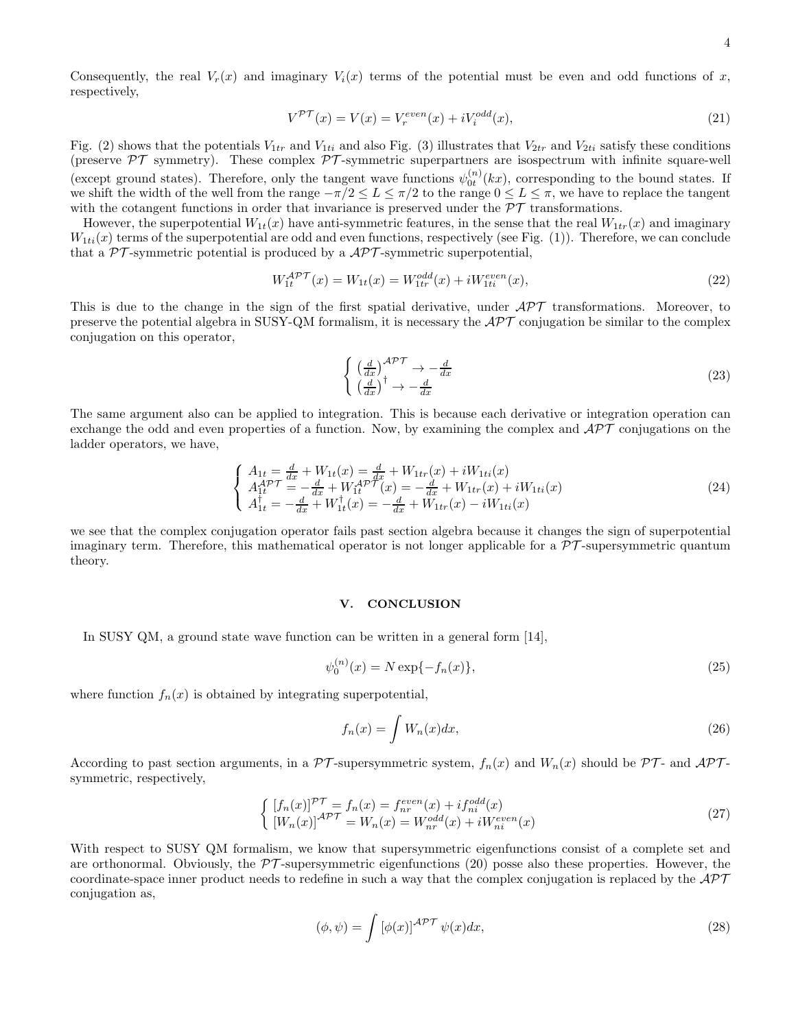Consequently, the real $V_r(x)$ and imaginary $V_i(x)$ terms of the potential must be even and odd functions of $x$, respectively,

$$V^{\mathcal{PT}}(x) = V(x) = V_r^{even}(x) + iV_i^{odd}(x), \tag{21}$$

Fig. (2) shows that the potentials $V_{1tr}$ and $V_{1ti}$ and also Fig. (3) illustrates that $V_{2tr}$ and $V_{2ti}$ satisfy these conditions (preserve $\mathcal{PT}$ symmetry). These complex $\mathcal{PT}$-symmetric superpartners are isospectrum with infinite square-well (except ground states). Therefore, only the tangent wave functions $\psi_{0t}^{(n)}(kx)$, corresponding to the bound states. If we shift the width of the well from the range $-\pi/2 \leq L \leq \pi/2$ to the range $0 \leq L \leq \pi$, we have to replace the tangent with the cotangent functions in order that invariance is preserved under the $\mathcal{PT}$ transformations.

However, the superpotential $W_{1t}(x)$ have anti-symmetric features, in the sense that the real $W_{1tr}(x)$ and imaginary $W_{1ti}(x)$ terms of the superpotential are odd and even functions, respectively (see Fig. (1)). Therefore, we can conclude that a $\mathcal{PT}$-symmetric potential is produced by a $\mathcal{APT}$-symmetric superpotential,

$$W_{1t}^{\mathcal{APT}}(x) = W_{1t}(x) = W_{1tr}^{odd}(x) + iW_{1ti}^{even}(x), \tag{22}$$

This is due to the change in the sign of the first spatial derivative, under $\mathcal{APT}$ transformations. Moreover, to preserve the potential algebra in SUSY-QM formalism, it is necessary the $\mathcal{APT}$ conjugation be similar to the complex conjugation on this operator,

$$\begin{cases} \left(\frac{d}{dx}\right)^{\mathcal{APT}} \rightarrow -\frac{d}{dx} \\ \left(\frac{d}{dx}\right)^{\dagger} \rightarrow -\frac{d}{dx} \end{cases} \tag{23}$$

The same argument also can be applied to integration. This is because each derivative or integration operation can exchange the odd and even properties of a function. Now, by examining the complex and $\mathcal{APT}$ conjugations on the ladder operators, we have,

$$\begin{cases} A_{1t} = \frac{d}{dx} + W_{1t}(x) = \frac{d}{dx} + W_{1tr}(x) + iW_{1ti}(x) \\ A_{1t}^{\mathcal{APT}} = -\frac{d}{dx} + W_{1t}^{\mathcal{APT}}(x) = -\frac{d}{dx} + W_{1tr}(x) + iW_{1ti}(x) \\ A_{1t}^{\dagger} = -\frac{d}{dx} + W_{1t}^{\dagger}(x) = -\frac{d}{dx} + W_{1tr}(x) - iW_{1ti}(x) \end{cases} \tag{24}$$

we see that the complex conjugation operator fails past section algebra because it changes the sign of superpotential imaginary term. Therefore, this mathematical operator is not longer applicable for a $\mathcal{PT}$-supersymmetric quantum theory.

## V. CONCLUSION

In SUSY QM, a ground state wave function can be written in a general form [14],

$$\psi_0^{(n)}(x) = N \exp\{-f_n(x)\}, \tag{25}$$

where function $f_n(x)$ is obtained by integrating superpotential,

$$f_n(x) = \int W_n(x)dx, \tag{26}$$

According to past section arguments, in a $\mathcal{PT}$-supersymmetric system, $f_n(x)$ and $W_n(x)$ should be $\mathcal{PT}$- and $\mathcal{APT}$-symmetric, respectively,

$$\begin{cases} [f_n(x)]^{\mathcal{PT}} = f_n(x) = f_{nr}^{even}(x) + if_{ni}^{odd}(x) \\ [W_n(x)]^{\mathcal{APT}} = W_n(x) = W_{nr}^{odd}(x) + iW_{ni}^{even}(x) \end{cases} \tag{27}$$

With respect to SUSY QM formalism, we know that supersymmetric eigenfunctions consist of a complete set and are orthonormal. Obviously, the $\mathcal{PT}$-supersymmetric eigenfunctions (20) posse also these properties. However, the coordinate-space inner product needs to redefine in such a way that the complex conjugation is replaced by the $\mathcal{APT}$ conjugation as,

$$(\phi, \psi) = \int [\phi(x)]^{\mathcal{APT}} \psi(x)dx, \tag{28}$$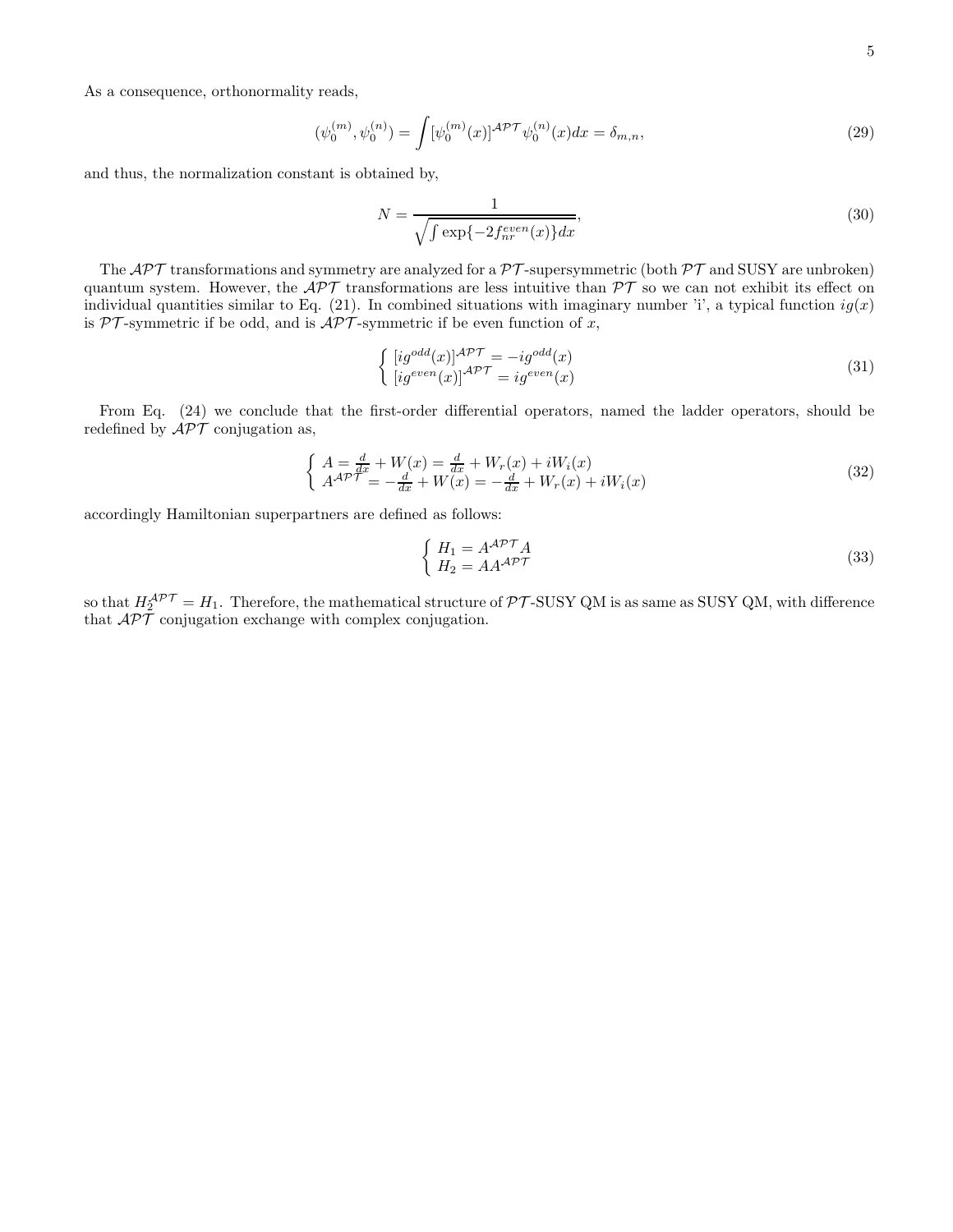As a consequence, orthonormality reads,

$$
(\psi_0^{(m)}, \psi_0^{(n)}) = \int [\psi_0^{(m)}(x)]^{\mathcal{APT}} \psi_0^{(n)}(x) dx = \delta_{m,n}, \tag{29}
$$

and thus, the normalization constant is obtained by,

$$
N = \frac{1}{\sqrt{\int \exp\{-2 f_{nr}^{even}(x)\} dx}}, \tag{30}
$$

The $\mathcal{APT}$ transformations and symmetry are analyzed for a $\mathcal{PT}$-supersymmetric (both $\mathcal{PT}$ and SUSY are unbroken) quantum system. However, the $\mathcal{APT}$ transformations are less intuitive than $\mathcal{PT}$ so we can not exhibit its effect on individual quantities similar to Eq. (21). In combined situations with imaginary number 'i', a typical function $ig(x)$ is $\mathcal{PT}$-symmetric if be odd, and is $\mathcal{APT}$-symmetric if be even function of $x$,

$$
\begin{cases} [ig^{odd}(x)]^{\mathcal{APT}} = -ig^{odd}(x) \\ [ig^{even}(x)]^{\mathcal{APT}} = ig^{even}(x) \end{cases} \tag{31}
$$

From Eq. (24) we conclude that the first-order differential operators, named the ladder operators, should be redefined by $\mathcal{APT}$ conjugation as,

$$
\begin{cases} A = \frac{d}{dx} + W(x) = \frac{d}{dx} + W_r(x) + iW_i(x) \\ A^{\mathcal{APT}} = -\frac{d}{dx} + W(x) = -\frac{d}{dx} + W_r(x) + iW_i(x) \end{cases} \tag{32}
$$

accordingly Hamiltonian superpartners are defined as follows:

$$
\begin{cases} H_1 = A^{\mathcal{APT}} A \\ H_2 = A A^{\mathcal{APT}} \end{cases} \tag{33}
$$

so that $H_2^{\mathcal{APT}} = H_1$. Therefore, the mathematical structure of $\mathcal{PT}$-SUSY QM is as same as SUSY QM, with difference that $\mathcal{APT}$ conjugation exchange with complex conjugation.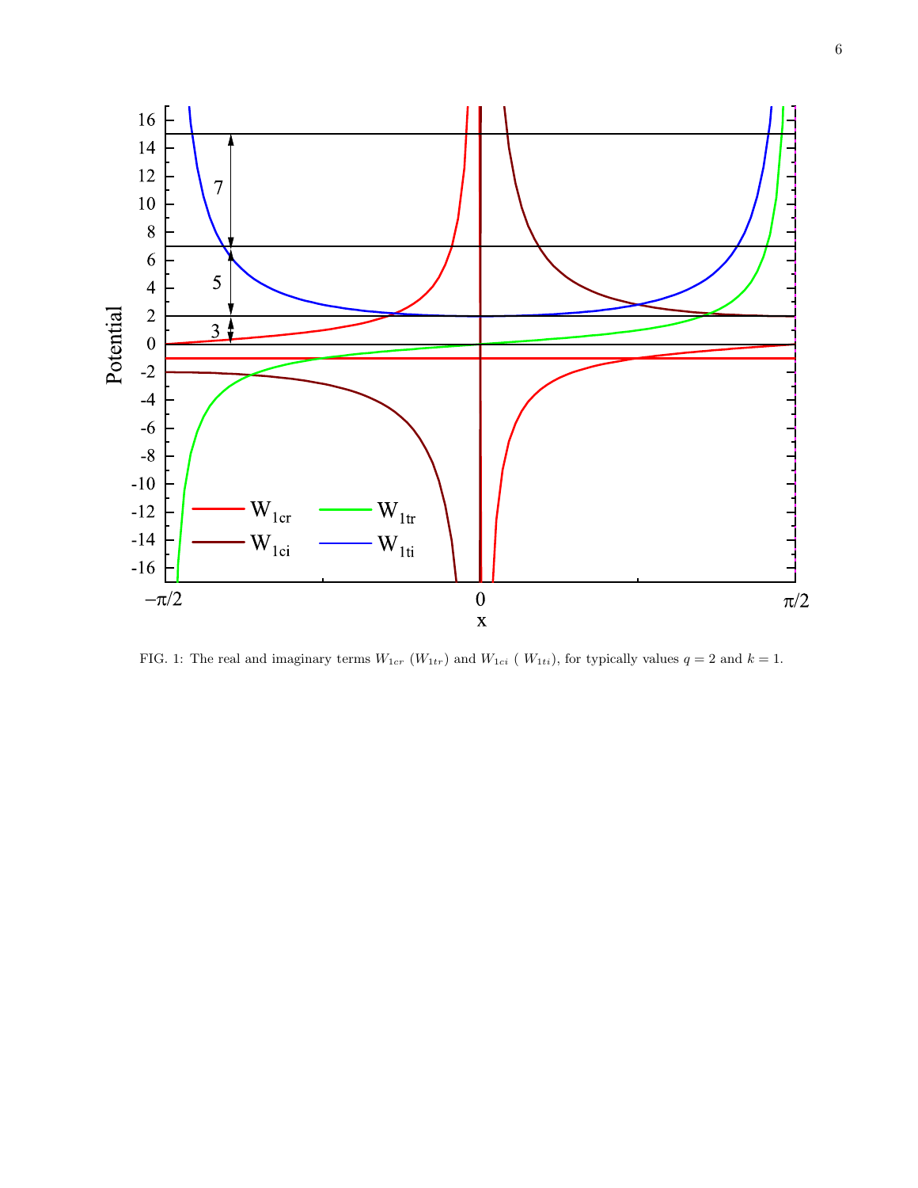FIG. 1: The real and imaginary terms $W_{1cr}$ ($W_{1tr}$) and $W_{1ci}$ ( $W_{1ti}$), for typically values $q = 2$ and $k = 1$.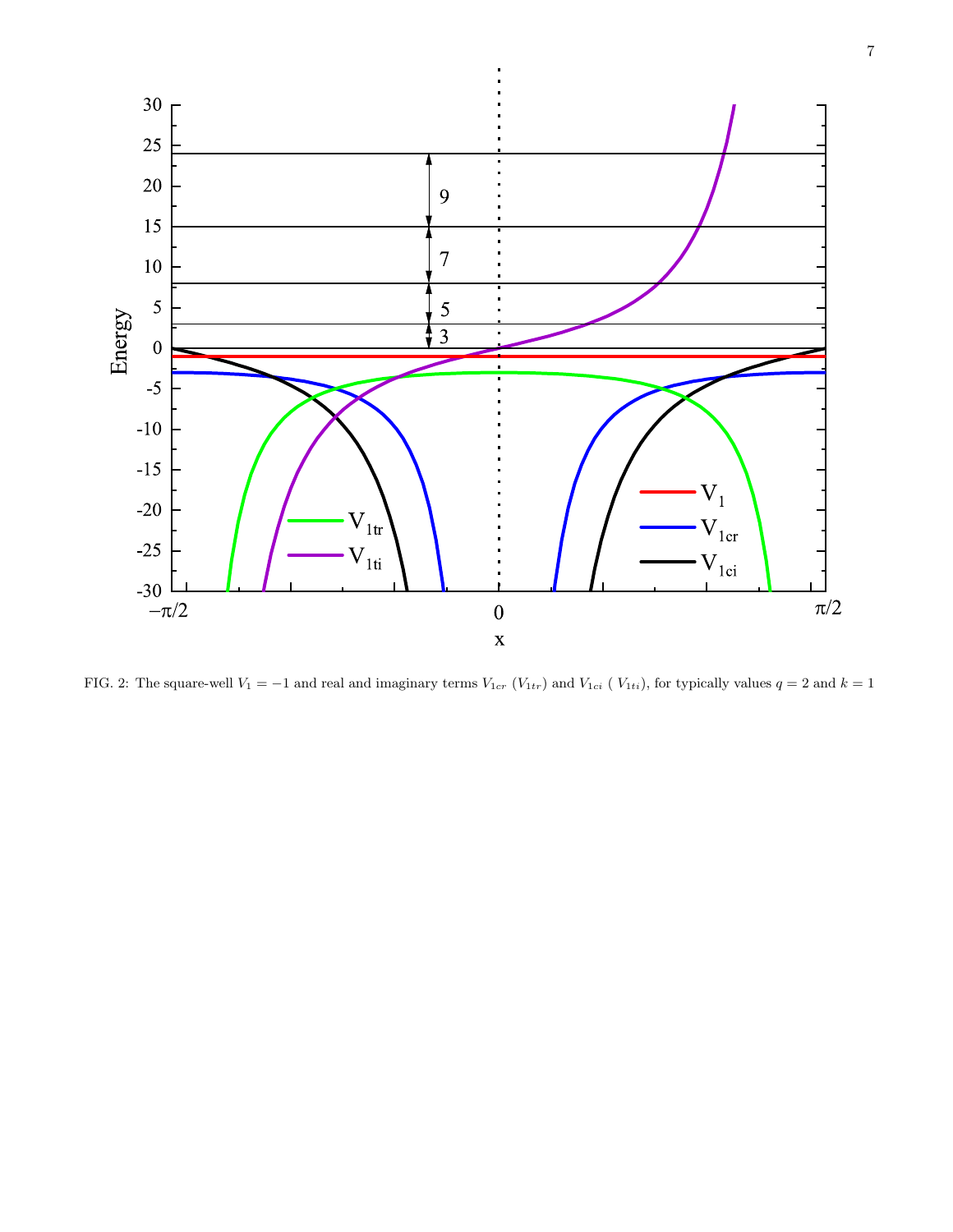FIG. 2: The square-well $V_1 = -1$ and real and imaginary terms $V_{1cr}$ ($V_{1tr}$) and $V_{1ci}$ ( $V_{1ti}$), for typically values $q = 2$ and $k = 1$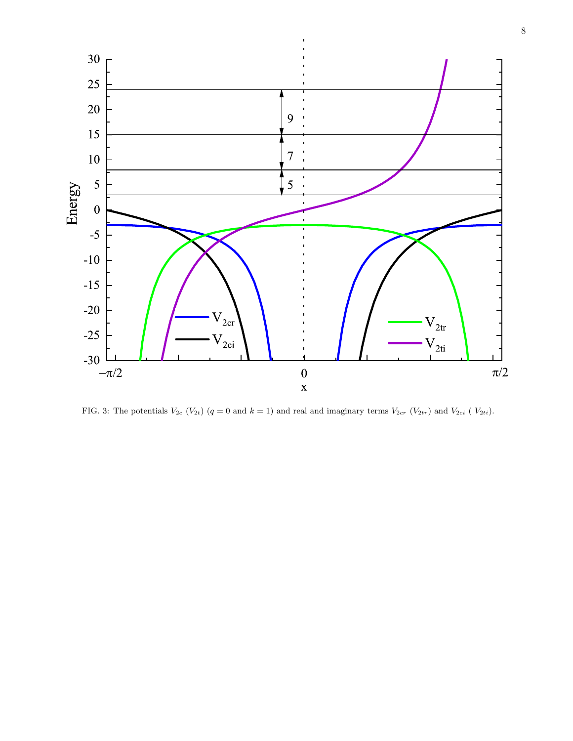FIG. 3: The potentials $V_{2c}$ ($V_{2t}$) ($q = 0$ and $k = 1$) and real and imaginary terms $V_{2cr}$ ($V_{2tr}$) and $V_{2ci}$ ( $V_{2ti}$).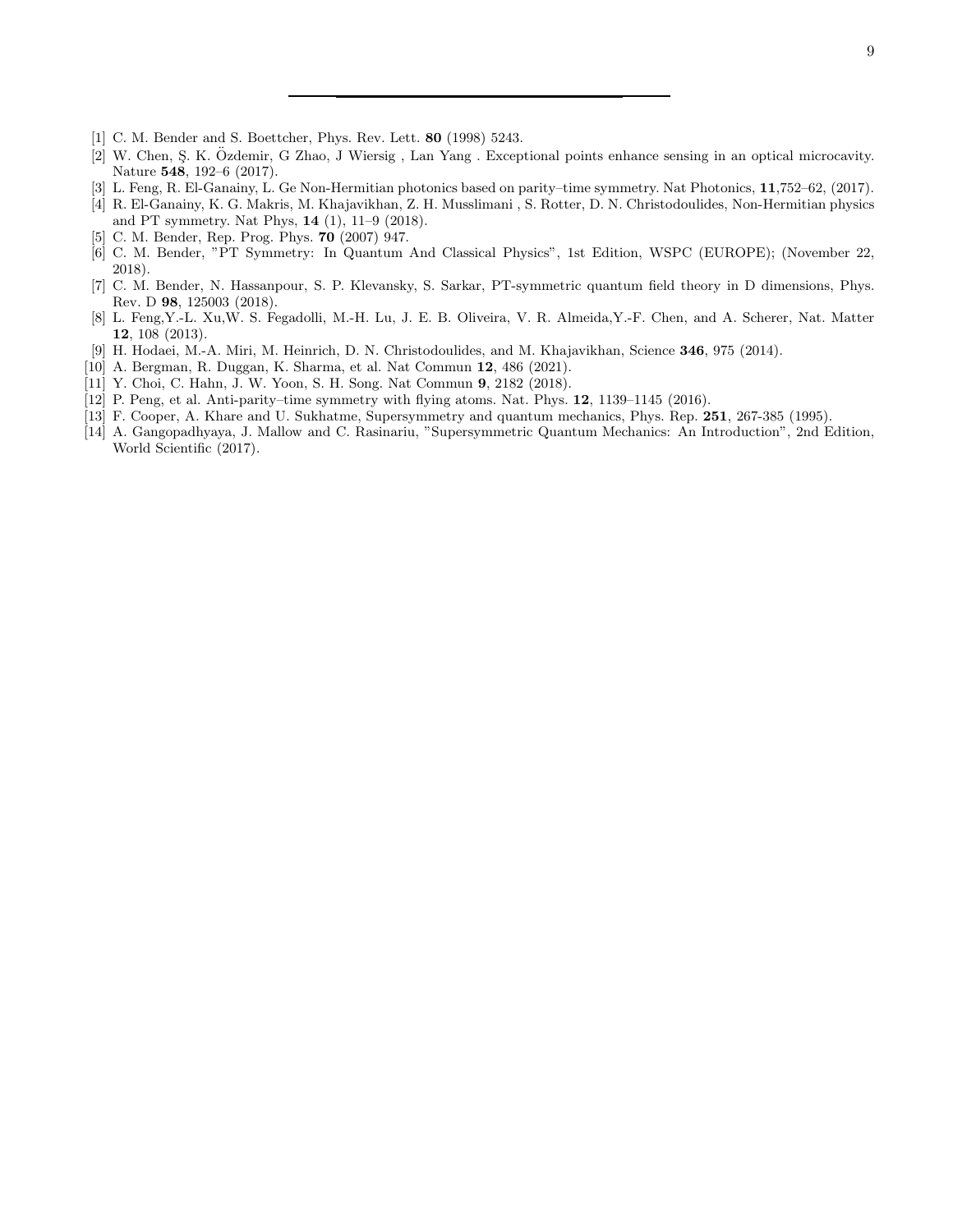[1] C. M. Bender and S. Boettcher, Phys. Rev. Lett. **80** (1998) 5243.

[2] W. Chen, Ş. K. Özdemir, G Zhao, J Wiersig , Lan Yang . Exceptional points enhance sensing in an optical microcavity. Nature **548**, 192–6 (2017).

[3] L. Feng, R. El-Ganainy, L. Ge Non-Hermitian photonics based on parity–time symmetry. Nat Photonics, **11**,752–62, (2017).

[4] R. El-Ganainy, K. G. Makris, M. Khajavikhan, Z. H. Musslimani , S. Rotter, D. N. Christodoulides, Non-Hermitian physics and PT symmetry. Nat Phys, **14** (1), 11–9 (2018).

[5] C. M. Bender, Rep. Prog. Phys. **70** (2007) 947.

[6] C. M. Bender, "PT Symmetry: In Quantum And Classical Physics", 1st Edition, WSPC (EUROPE); (November 22, 2018).

[7] C. M. Bender, N. Hassanpour, S. P. Klevansky, S. Sarkar, PT-symmetric quantum field theory in D dimensions, Phys. Rev. D **98**, 125003 (2018).

[8] L. Feng,Y.-L. Xu,W. S. Fegadolli, M.-H. Lu, J. E. B. Oliveira, V. R. Almeida,Y.-F. Chen, and A. Scherer, Nat. Matter **12**, 108 (2013).

[9] H. Hodaei, M.-A. Miri, M. Heinrich, D. N. Christodoulides, and M. Khajavikhan, Science **346**, 975 (2014).

[10] A. Bergman, R. Duggan, K. Sharma, et al. Nat Commun **12**, 486 (2021).

[11] Y. Choi, C. Hahn, J. W. Yoon, S. H. Song. Nat Commun **9**, 2182 (2018).

[12] P. Peng, et al. Anti-parity–time symmetry with flying atoms. Nat. Phys. **12**, 1139–1145 (2016).

[13] F. Cooper, A. Khare and U. Sukhatme, Supersymmetry and quantum mechanics, Phys. Rep. **251**, 267-385 (1995).

[14] A. Gangopadhyaya, J. Mallow and C. Rasinariu, "Supersymmetric Quantum Mechanics: An Introduction", 2nd Edition, World Scientific (2017).